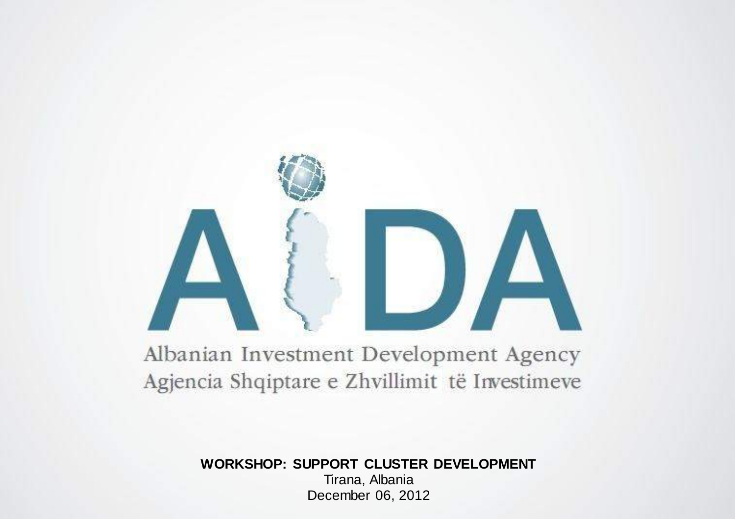# AIDA

Albanian Investment Development Agency

Agjencia Shqiptare e Zhvillimit të Investimeve

**WORKSHOP: SUPPORT CLUSTER DEVELOPMENT**

Tirana, Albania

December 06, 2012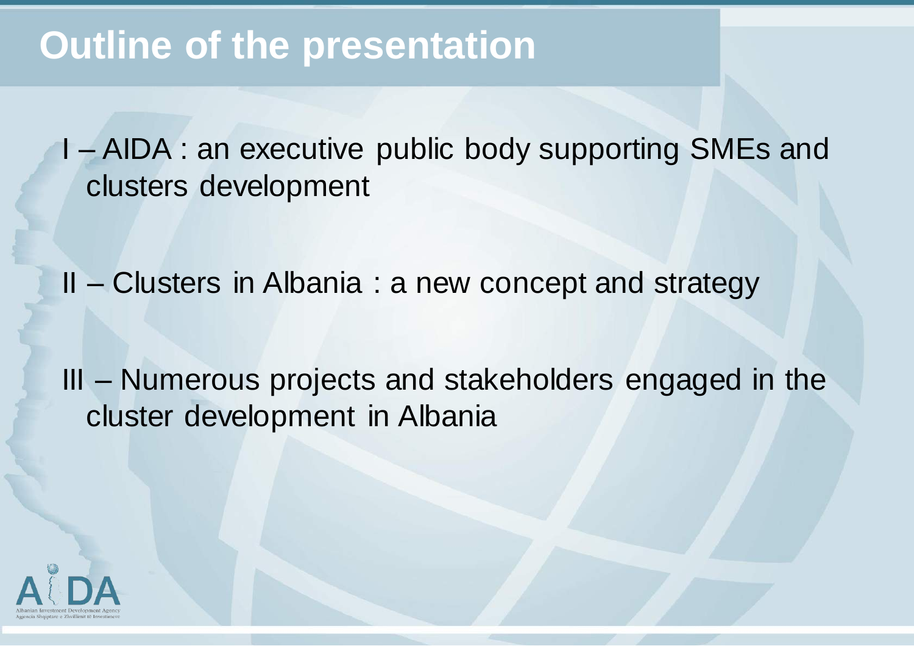# Outline of the presentation

I – AIDA : an executive public body supporting SMEs and clusters development

II – Clusters in Albania : a new concept and strategy

III – Numerous projects and stakeholders engaged in the cluster development in Albania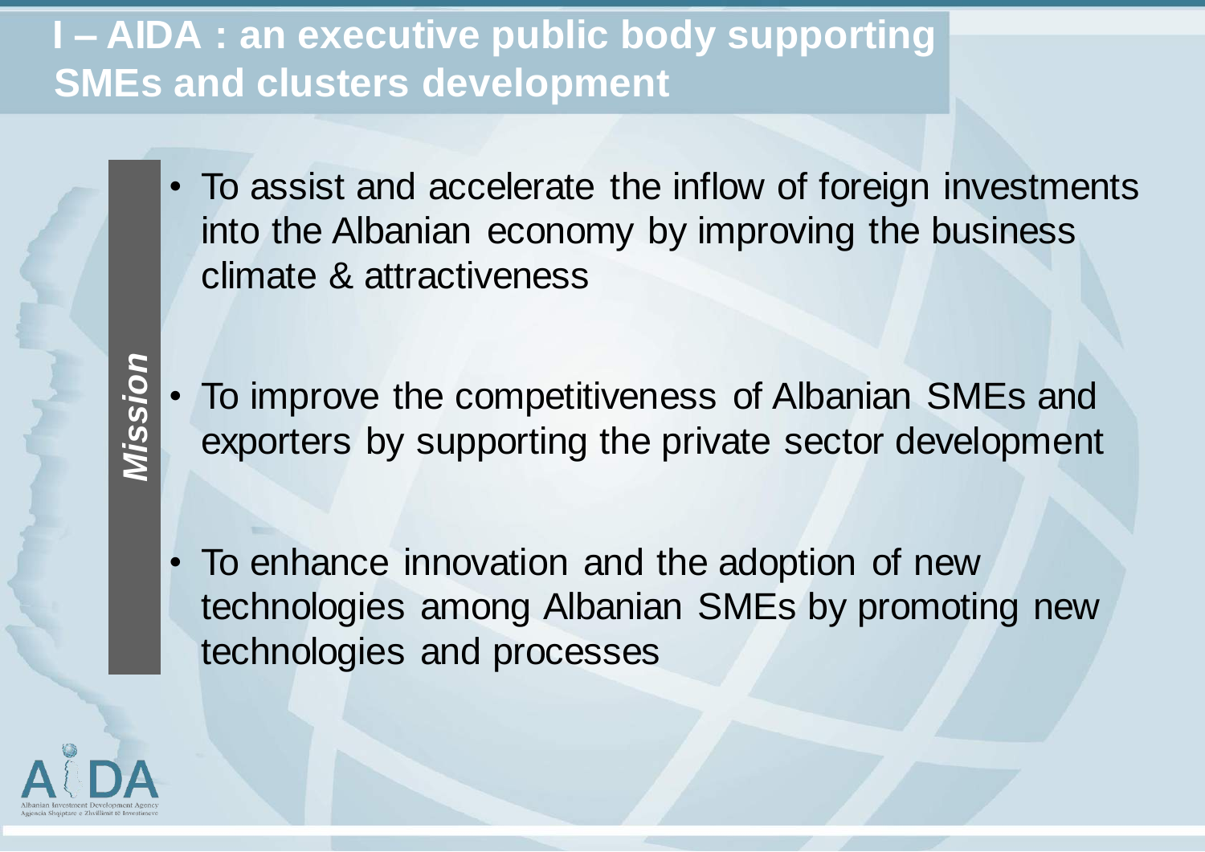# I – AIDA : an executive public body supporting SMEs and clusters development

***Mission***

- To assist and accelerate the inflow of foreign investments into the Albanian economy by improving the business climate & attractiveness
- To improve the competitiveness of Albanian SMEs and exporters by supporting the private sector development
- To enhance innovation and the adoption of new technologies among Albanian SMEs by promoting new technologies and processes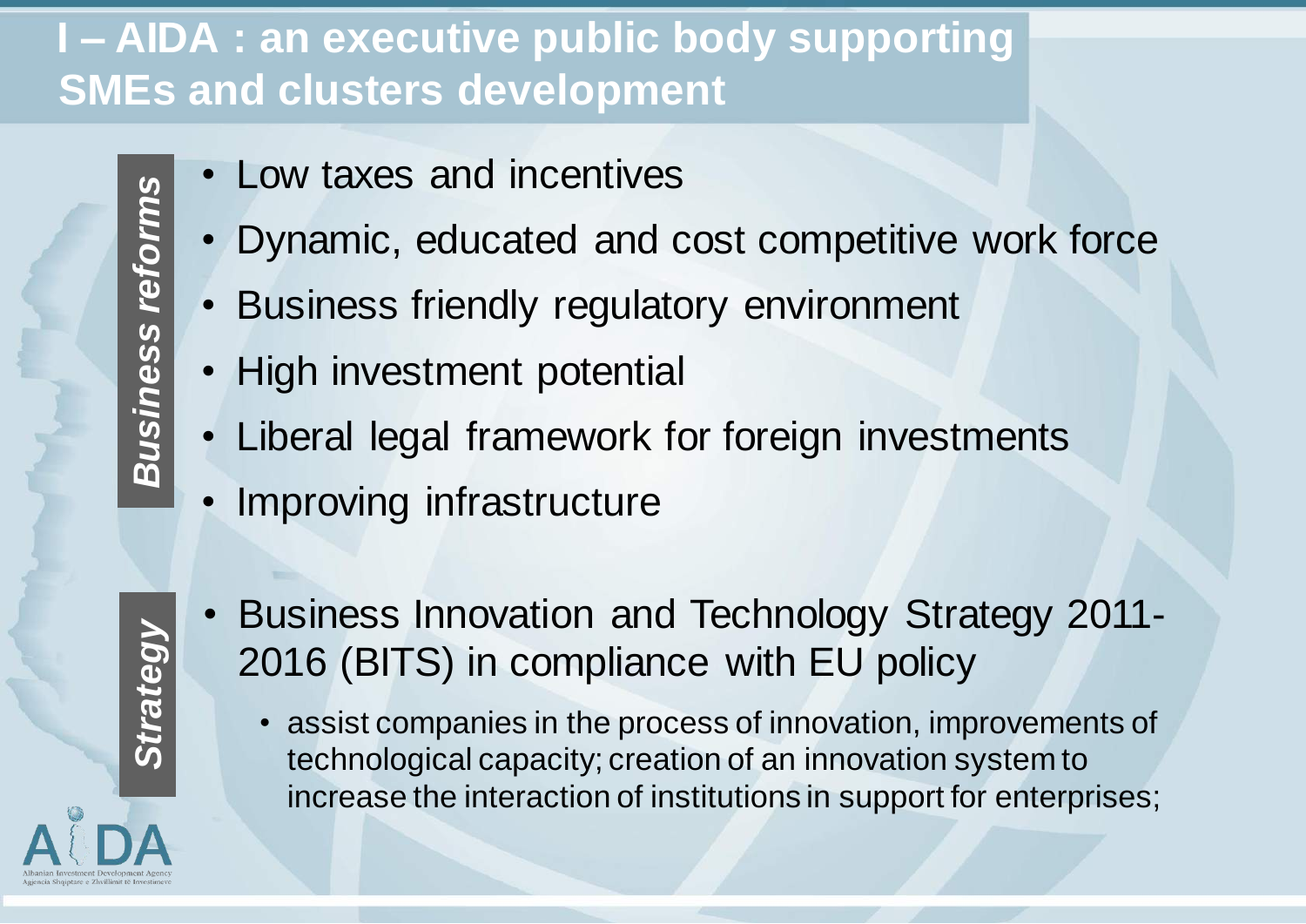# I – AIDA : an executive public body supporting SMEs and clusters development

***Business reforms***

- Low taxes and incentives
- Dynamic, educated and cost competitive work force
- Business friendly regulatory environment
- High investment potential
- Liberal legal framework for foreign investments
- Improving infrastructure

***Strategy***

- Business Innovation and Technology Strategy 2011-2016 (BITS) in compliance with EU policy
  - assist companies in the process of innovation, improvements of technological capacity; creation of an innovation system to increase the interaction of institutions in support for enterprises;

AIDA

Albanian Investment Development Agency
Agjencia Shqiptare e Zhvillimit të Investimeve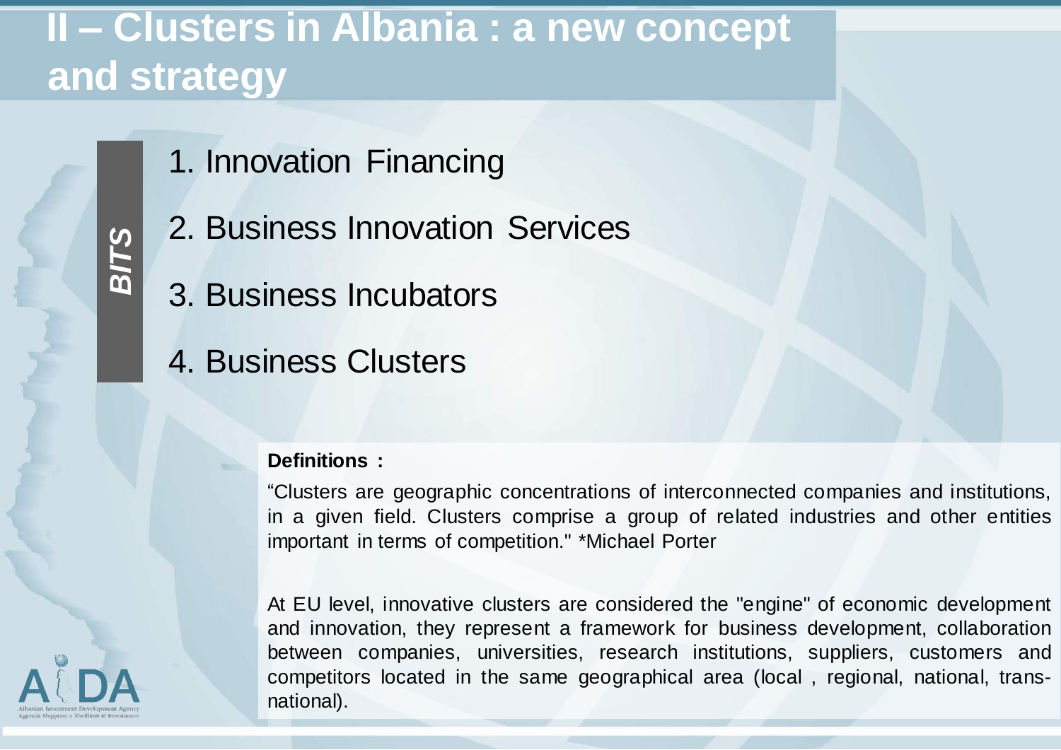# II – Clusters in Albania : a new concept and strategy

*BITS*

1. Innovation Financing
2. Business Innovation Services
3. Business Incubators
4. Business Clusters

**Definitions :**

“Clusters are geographic concentrations of interconnected companies and institutions, in a given field. Clusters comprise a group of related industries and other entities important in terms of competition." *Michael Porter

At EU level, innovative clusters are considered the "engine" of economic development and innovation, they represent a framework for business development, collaboration between companies, universities, research institutions, suppliers, customers and competitors located in the same geographical area (local , regional, national, trans-national).

AIDA
Albanian Investment Development Agency
Agjencia Shqiptare e Zhvillimit të Investimeve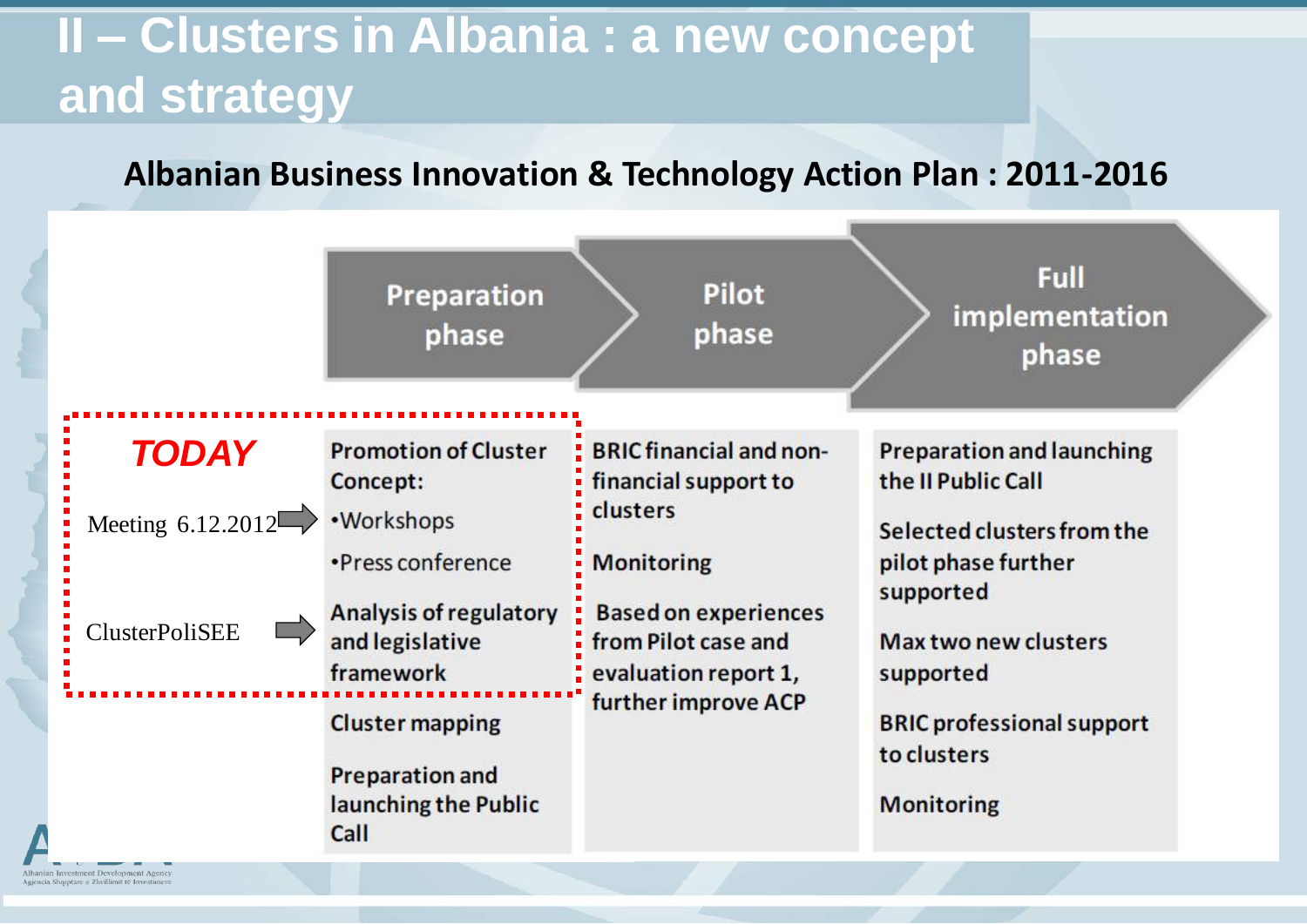# II – Clusters in Albania : a new concept and strategy

## Albanian Business Innovation & Technology Action Plan : 2011-2016

| | Preparation phase | Pilot phase | Full implementation phase |
|---|---|---|---|
| ***TODAY*** | Promotion of Cluster Concept: | BRIC financial and non-financial support to clusters | Preparation and launching the II Public Call |
| Meeting 6.12.2012 → | •Workshops | Monitoring | Selected clusters from the pilot phase further supported |
| | •Press conference | Based on experiences from Pilot case and evaluation report 1, further improve ACP | Max two new clusters supported |
| ClusterPoliSEE → | Analysis of regulatory and legislative framework | | BRIC professional support to clusters |
| | Cluster mapping | | Monitoring |
| | Preparation and launching the Public Call | | |

Albanian Investment Development Agency
Agjencia Shqiptare e Zhvillimit të Investimeve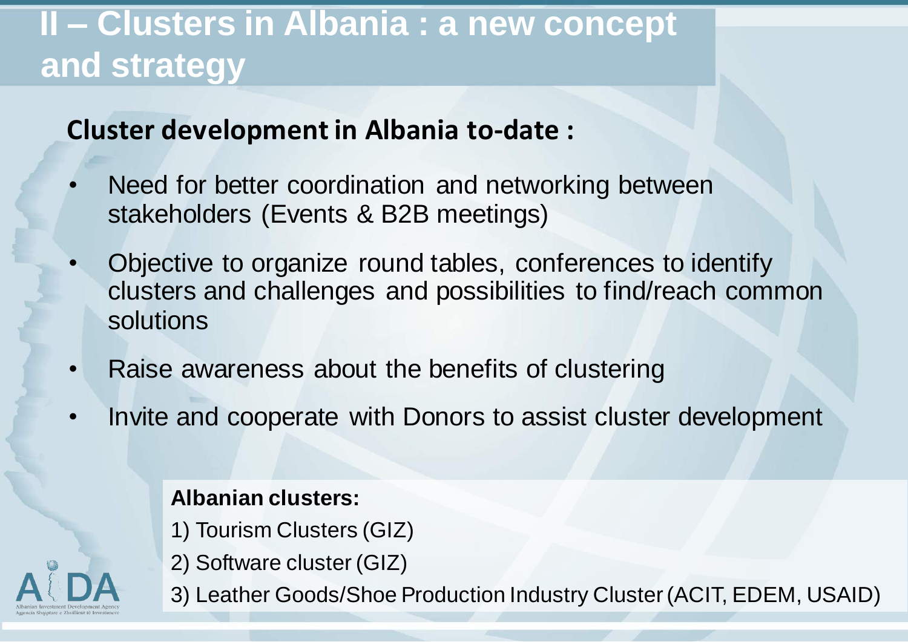# II – Clusters in Albania : a new concept and strategy

## Cluster development in Albania to-date :

- Need for better coordination and networking between stakeholders (Events & B2B meetings)
- Objective to organize round tables, conferences to identify clusters and challenges and possibilities to find/reach common solutions
- Raise awareness about the benefits of clustering
- Invite and cooperate with Donors to assist cluster development

**Albanian clusters:**

1) Tourism Clusters (GIZ)
2) Software cluster (GIZ)
3) Leather Goods/Shoe Production Industry Cluster (ACIT, EDEM, USAID)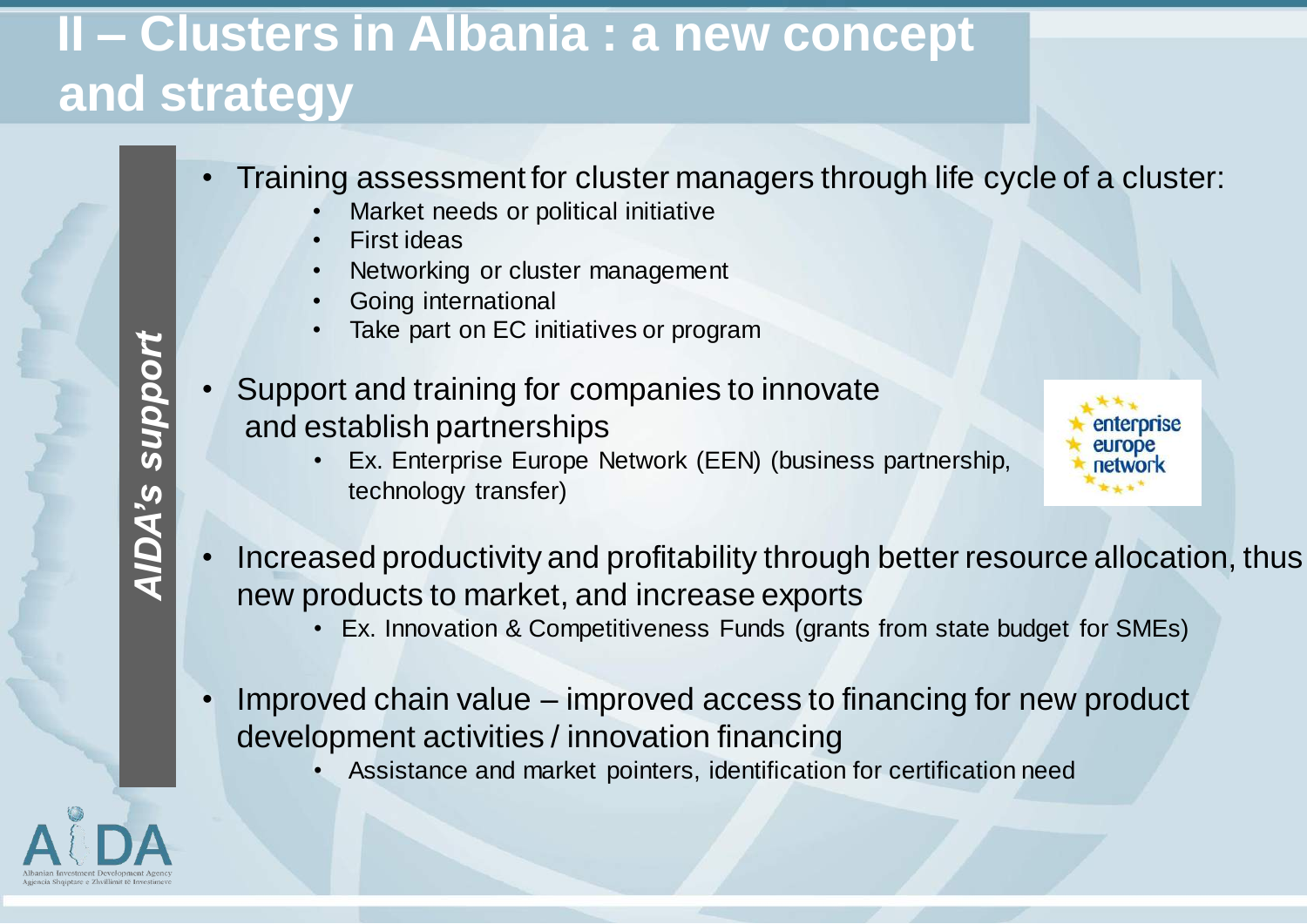# II – Clusters in Albania : a new concept and strategy

*AIDA's support*

- Training assessment for cluster managers through life cycle of a cluster:
  - Market needs or political initiative
  - First ideas
  - Networking or cluster management
  - Going international
  - Take part on EC initiatives or program
- Support and training for companies to innovate and establish partnerships
  - Ex. Enterprise Europe Network (EEN) (business partnership, technology transfer)
- Increased productivity and profitability through better resource allocation, thus new products to market, and increase exports
  - Ex. Innovation & Competitiveness Funds (grants from state budget for SMEs)
- Improved chain value – improved access to financing for new product development activities / innovation financing
  - Assistance and market pointers, identification for certification need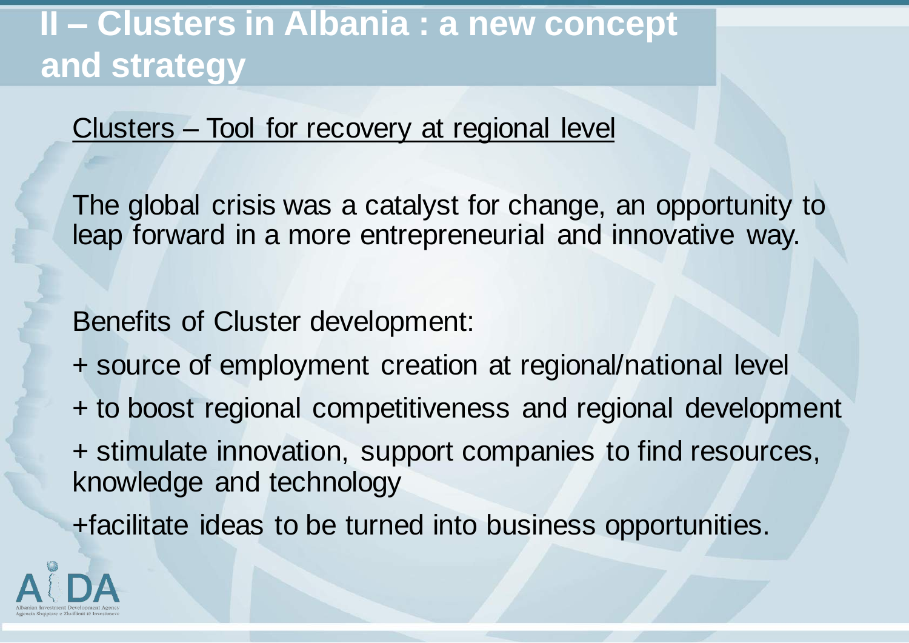# II – Clusters in Albania : a new concept and strategy

Clusters – Tool for recovery at regional level

The global crisis was a catalyst for change, an opportunity to leap forward in a more entrepreneurial and innovative way.

Benefits of Cluster development:

+ source of employment creation at regional/national level

+ to boost regional competitiveness and regional development

+ stimulate innovation, support companies to find resources, knowledge and technology

+facilitate ideas to be turned into business opportunities.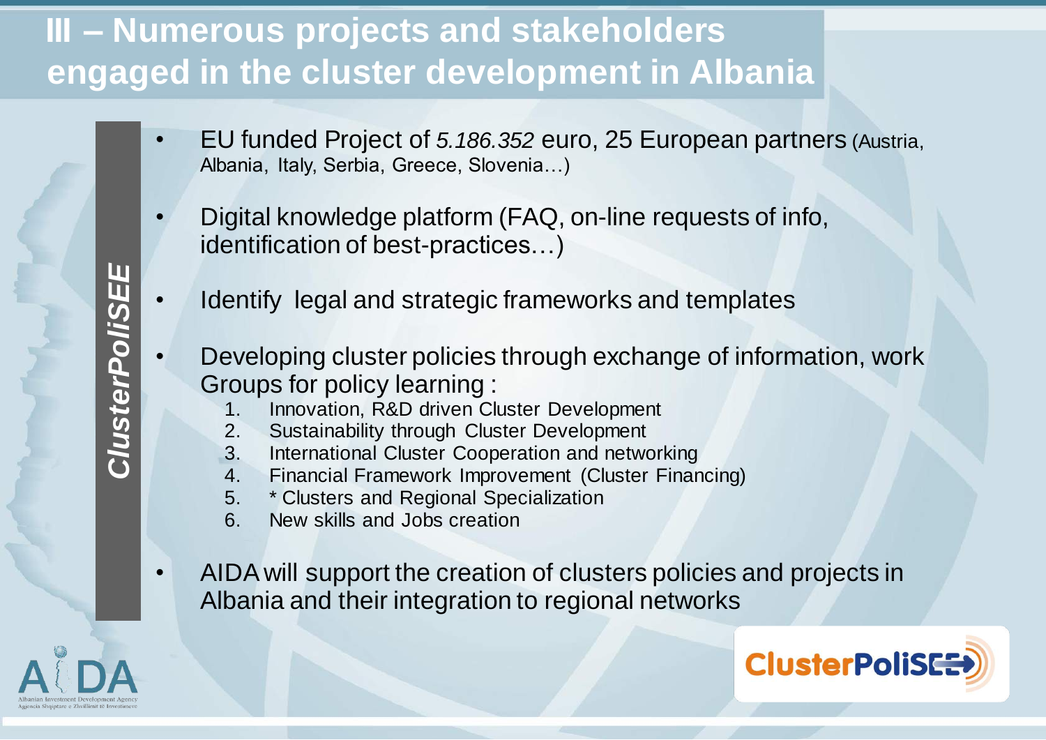# III – Numerous projects and stakeholders engaged in the cluster development in Albania

***ClusterPoliSEE***

- EU funded Project of *5.186.352* euro, 25 European partners (Austria, Albania, Italy, Serbia, Greece, Slovenia…)
- Digital knowledge platform (FAQ, on-line requests of info, identification of best-practices…)
- Identify legal and strategic frameworks and templates
- Developing cluster policies through exchange of information, work Groups for policy learning :
  1. Innovation, R&D driven Cluster Development
  2. Sustainability through Cluster Development
  3. International Cluster Cooperation and networking
  4. Financial Framework Improvement (Cluster Financing)
  5. * Clusters and Regional Specialization
  6. New skills and Jobs creation
- AIDA will support the creation of clusters policies and projects in Albania and their integration to regional networks

AIDA – Albanian Investment Development Agency – Agjencia Shqiptare e Zhvillimit të Investimeve

ClusterPoliSEE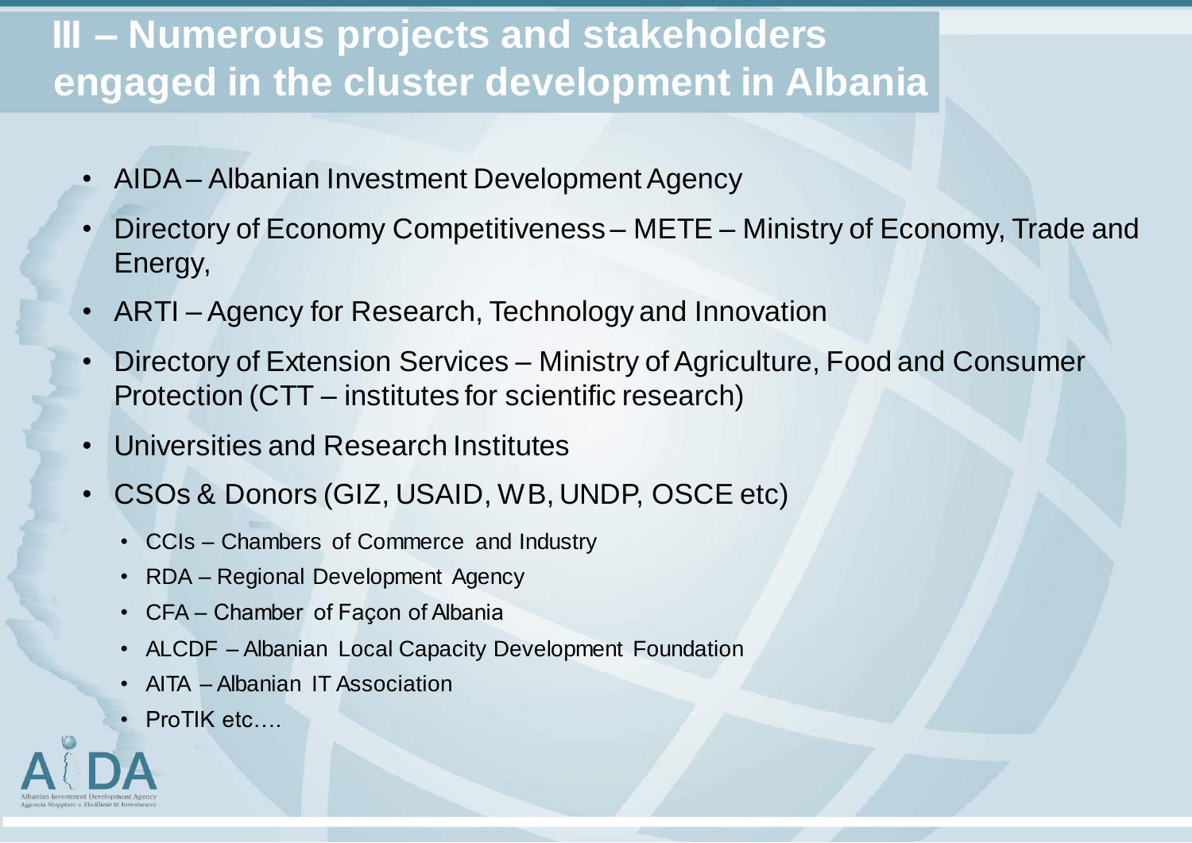# III – Numerous projects and stakeholders engaged in the cluster development in Albania

- AIDA – Albanian Investment Development Agency
- Directory of Economy Competitiveness – METE – Ministry of Economy, Trade and Energy,
- ARTI – Agency for Research, Technology and Innovation
- Directory of Extension Services – Ministry of Agriculture, Food and Consumer Protection (CTT – institutes for scientific research)
- Universities and Research Institutes
- CSOs & Donors (GIZ, USAID, WB, UNDP, OSCE etc)
  - CCIs – Chambers of Commerce and Industry
  - RDA – Regional Development Agency
  - CFA – Chamber of Façon of Albania
  - ALCDF – Albanian Local Capacity Development Foundation
  - AITA – Albanian IT Association
  - ProTIK etc….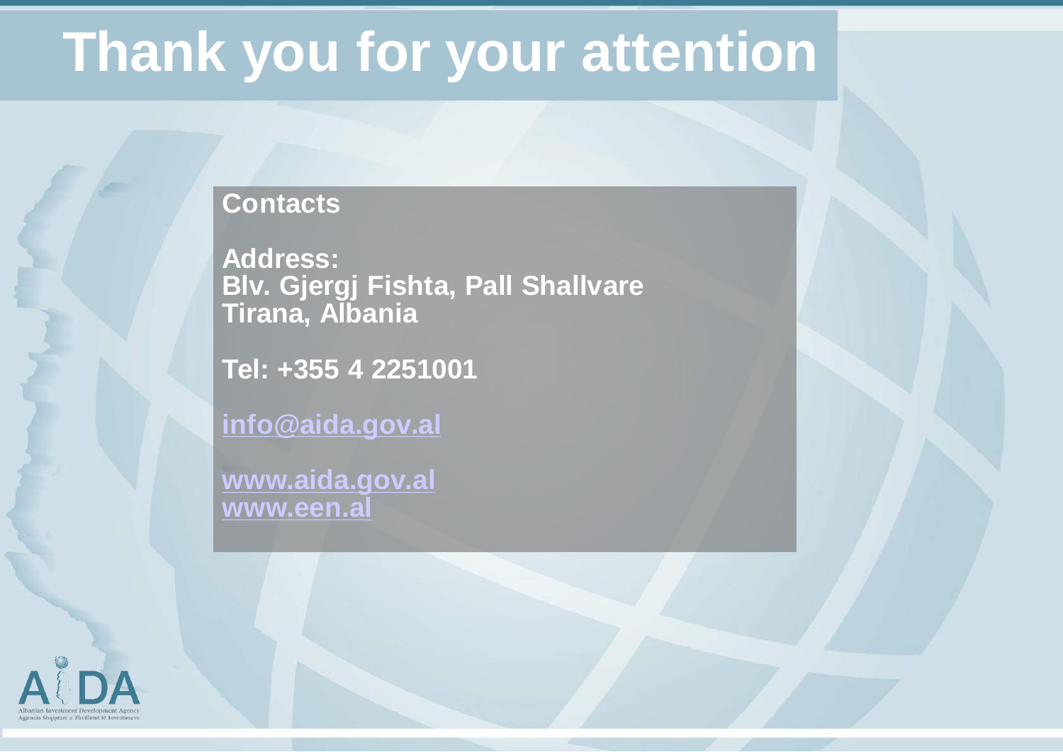# Thank you for your attention

**Contacts**

**Address:**
**Blv. Gjergj Fishta, Pall Shallvare**
**Tirana, Albania**

**Tel: +355 4 2251001**

**info@aida.gov.al**

**www.aida.gov.al**
**www.een.al**

AIDA
Albanian Investment Development Agency
Agjencia Shqiptare e Zhvillimit të Investimeve